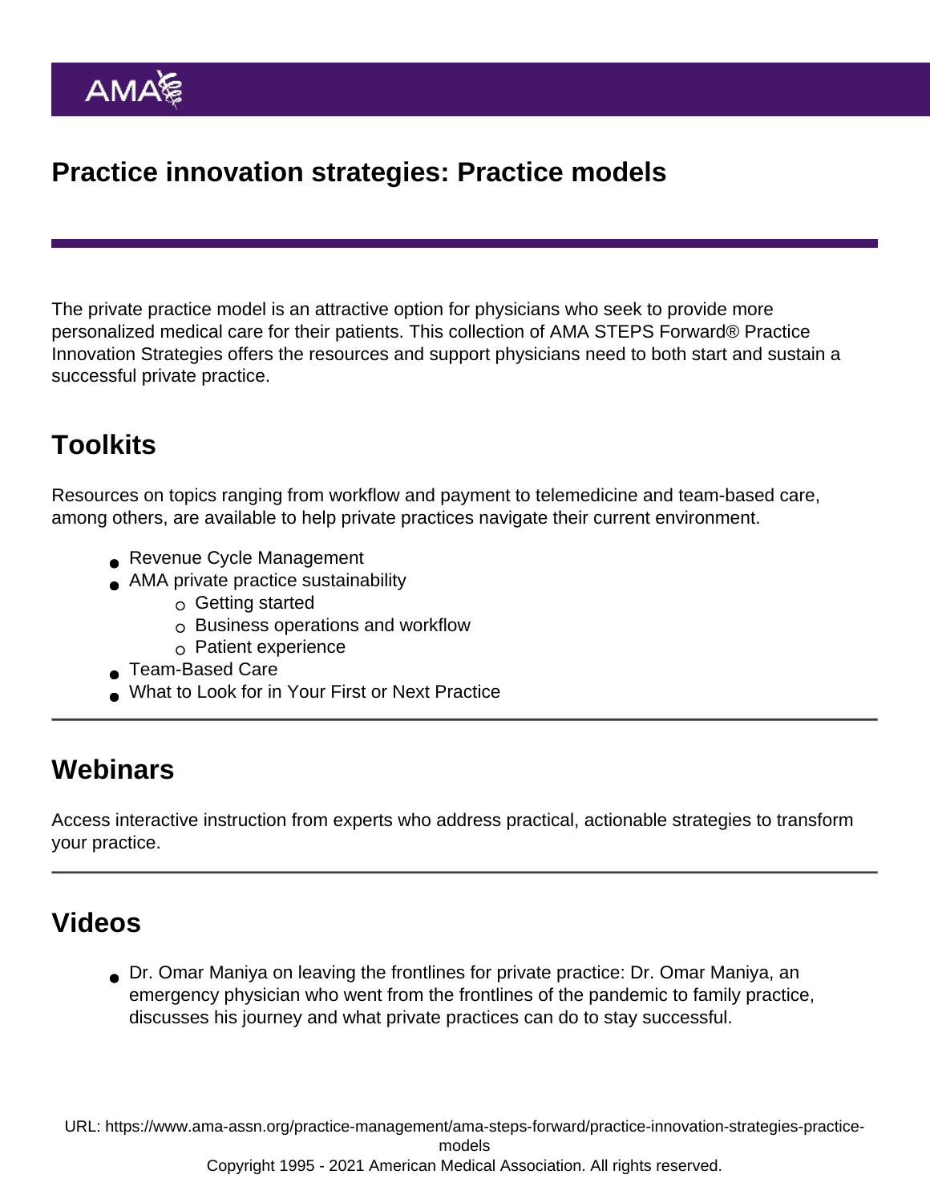# Practice innovation strategies: Practice models

The private practice model is an attractive option for physicians who seek to provide more personalized medical care for their patients. This collection of AMA STEPS Forward® Practice Innovation Strategies offers the resources and support physicians need to both start and sustain a successful private practice.

## Toolkits

Resources on topics ranging from workflow and payment to telemedicine and team-based care, among others, are available to help private practices navigate their current environment.

- Revenue Cycle Management
- AMA private practice sustainability
  - Getting started
  - Business operations and workflow
  - Patient experience
- Team-Based Care
- What to Look for in Your First or Next Practice

## Webinars

Access interactive instruction from experts who address practical, actionable strategies to transform your practice.

## Videos

- Dr. Omar Maniya on leaving the frontlines for private practice: Dr. Omar Maniya, an emergency physician who went from the frontlines of the pandemic to family practice, discusses his journey and what private practices can do to stay successful.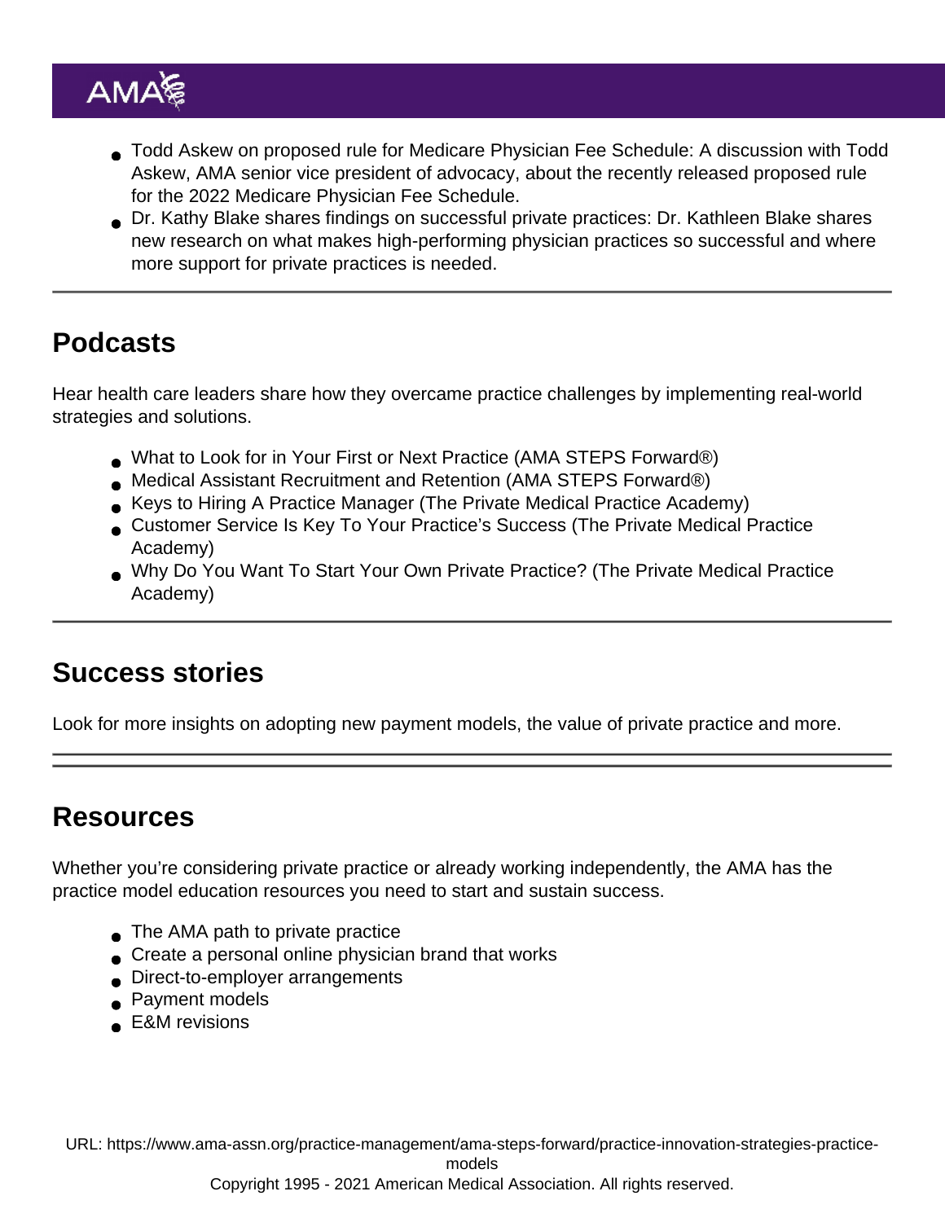- Todd Askew on proposed rule for Medicare Physician Fee Schedule: A discussion with Todd Askew, AMA senior vice president of advocacy, about the recently released proposed rule for the 2022 Medicare Physician Fee Schedule.
- Dr. Kathy Blake shares findings on successful private practices: Dr. Kathleen Blake shares new research on what makes high-performing physician practices so successful and where more support for private practices is needed.

---

## Podcasts

Hear health care leaders share how they overcame practice challenges by implementing real-world strategies and solutions.

- What to Look for in Your First or Next Practice (AMA STEPS Forward®)
- Medical Assistant Recruitment and Retention (AMA STEPS Forward®)
- Keys to Hiring A Practice Manager (The Private Medical Practice Academy)
- Customer Service Is Key To Your Practice's Success (The Private Medical Practice Academy)
- Why Do You Want To Start Your Own Private Practice? (The Private Medical Practice Academy)

---

## Success stories

Look for more insights on adopting new payment models, the value of private practice and more.

---

## Resources

Whether you're considering private practice or already working independently, the AMA has the practice model education resources you need to start and sustain success.

- The AMA path to private practice
- Create a personal online physician brand that works
- Direct-to-employer arrangements
- Payment models
- E&M revisions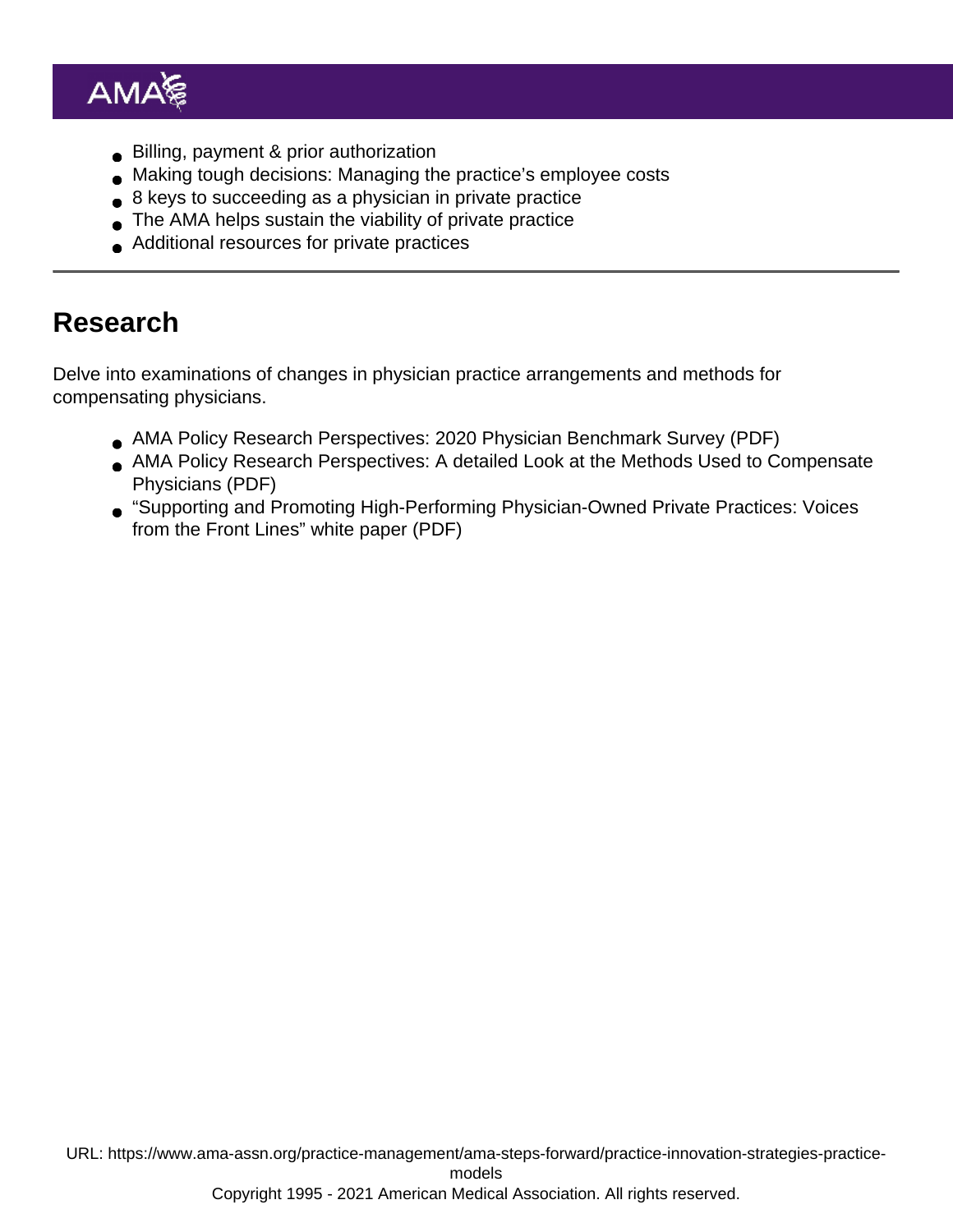- Billing, payment & prior authorization
- Making tough decisions: Managing the practice's employee costs
- 8 keys to succeeding as a physician in private practice
- The AMA helps sustain the viability of private practice
- Additional resources for private practices

## Research

Delve into examinations of changes in physician practice arrangements and methods for compensating physicians.

- AMA Policy Research Perspectives: 2020 Physician Benchmark Survey (PDF)
- AMA Policy Research Perspectives: A detailed Look at the Methods Used to Compensate Physicians (PDF)
- "Supporting and Promoting High-Performing Physician-Owned Private Practices: Voices from the Front Lines" white paper (PDF)